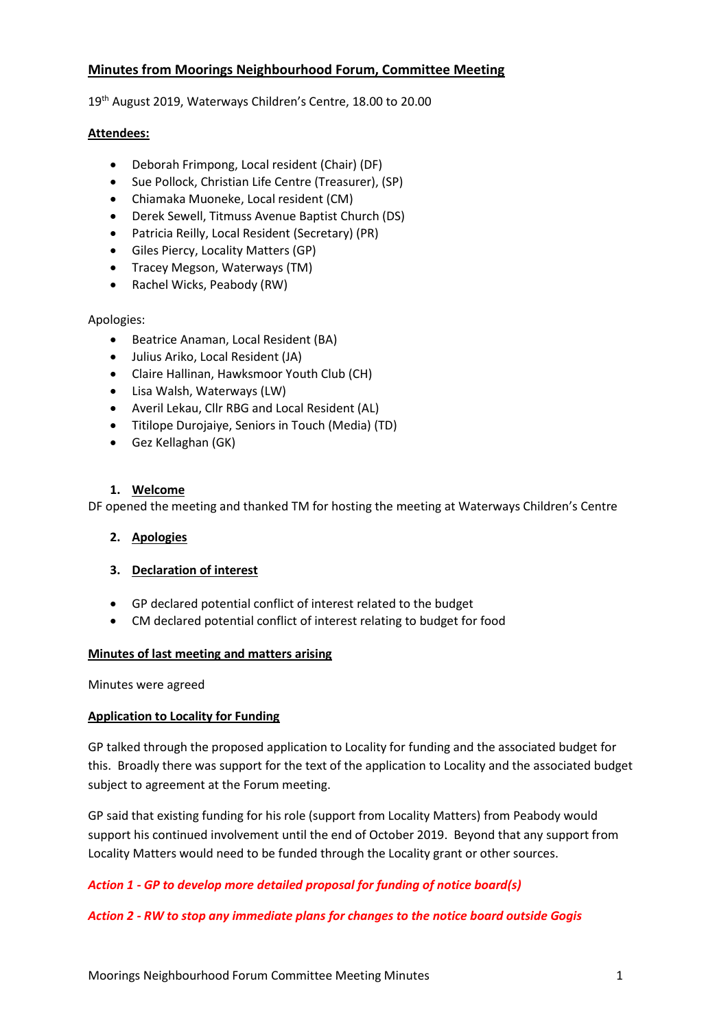# Minutes from Moorings Neighbourhood Forum, Committee Meeting

19th August 2019, Waterways Children's Centre, 18.00 to 20.00

**Attendees:**

- Deborah Frimpong, Local resident (Chair) (DF)
- Sue Pollock, Christian Life Centre (Treasurer), (SP)
- Chiamaka Muoneke, Local resident (CM)
- Derek Sewell, Titmuss Avenue Baptist Church (DS)
- Patricia Reilly, Local Resident (Secretary) (PR)
- Giles Piercy, Locality Matters (GP)
- Tracey Megson, Waterways (TM)
- Rachel Wicks, Peabody (RW)

Apologies:

- Beatrice Anaman, Local Resident (BA)
- Julius Ariko, Local Resident (JA)
- Claire Hallinan, Hawksmoor Youth Club (CH)
- Lisa Walsh, Waterways (LW)
- Averil Lekau, Cllr RBG and Local Resident (AL)
- Titilope Durojaiye, Seniors in Touch (Media) (TD)
- Gez Kellaghan (GK)

1. **Welcome**

DF opened the meeting and thanked TM for hosting the meeting at Waterways Children's Centre

2. **Apologies**

3. **Declaration of interest**

- GP declared potential conflict of interest related to the budget
- CM declared potential conflict of interest relating to budget for food

**Minutes of last meeting and matters arising**

Minutes were agreed

**Application to Locality for Funding**

GP talked through the proposed application to Locality for funding and the associated budget for this. Broadly there was support for the text of the application to Locality and the associated budget subject to agreement at the Forum meeting.

GP said that existing funding for his role (support from Locality Matters) from Peabody would support his continued involvement until the end of October 2019. Beyond that any support from Locality Matters would need to be funded through the Locality grant or other sources.

***Action 1 - GP to develop more detailed proposal for funding of notice board(s)***

***Action 2 - RW to stop any immediate plans for changes to the notice board outside Gogis***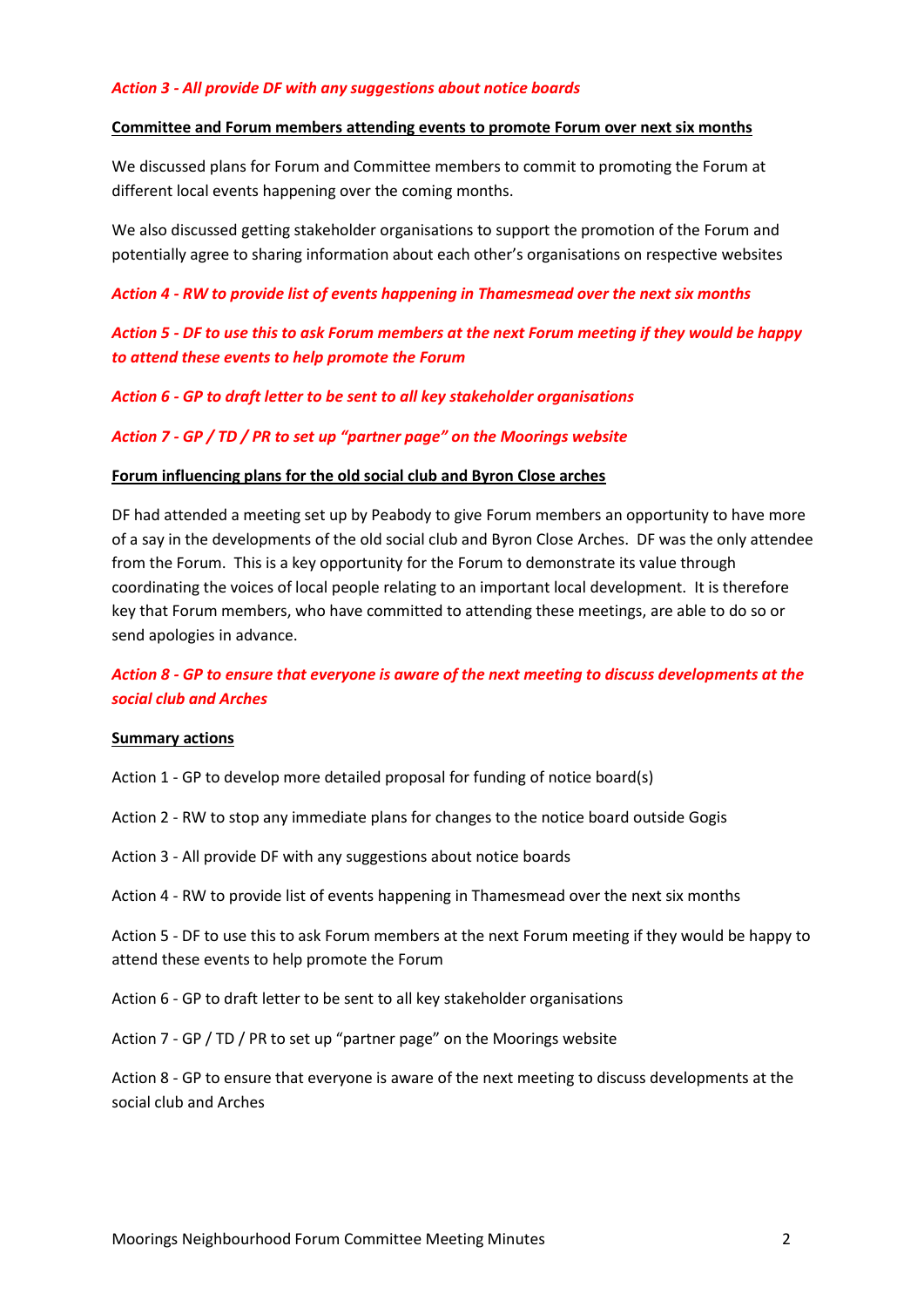***Action 3 - All provide DF with any suggestions about notice boards***

**Committee and Forum members attending events to promote Forum over next six months**

We discussed plans for Forum and Committee members to commit to promoting the Forum at different local events happening over the coming months.

We also discussed getting stakeholder organisations to support the promotion of the Forum and potentially agree to sharing information about each other's organisations on respective websites

***Action 4 - RW to provide list of events happening in Thamesmead over the next six months***

***Action 5 - DF to use this to ask Forum members at the next Forum meeting if they would be happy to attend these events to help promote the Forum***

***Action 6 - GP to draft letter to be sent to all key stakeholder organisations***

***Action 7 - GP / TD / PR to set up "partner page" on the Moorings website***

**Forum influencing plans for the old social club and Byron Close arches**

DF had attended a meeting set up by Peabody to give Forum members an opportunity to have more of a say in the developments of the old social club and Byron Close Arches. DF was the only attendee from the Forum. This is a key opportunity for the Forum to demonstrate its value through coordinating the voices of local people relating to an important local development. It is therefore key that Forum members, who have committed to attending these meetings, are able to do so or send apologies in advance.

***Action 8 - GP to ensure that everyone is aware of the next meeting to discuss developments at the social club and Arches***

**Summary actions**

Action 1 - GP to develop more detailed proposal for funding of notice board(s)

Action 2 - RW to stop any immediate plans for changes to the notice board outside Gogis

Action 3 - All provide DF with any suggestions about notice boards

Action 4 - RW to provide list of events happening in Thamesmead over the next six months

Action 5 - DF to use this to ask Forum members at the next Forum meeting if they would be happy to attend these events to help promote the Forum

Action 6 - GP to draft letter to be sent to all key stakeholder organisations

Action 7 - GP / TD / PR to set up "partner page" on the Moorings website

Action 8 - GP to ensure that everyone is aware of the next meeting to discuss developments at the social club and Arches